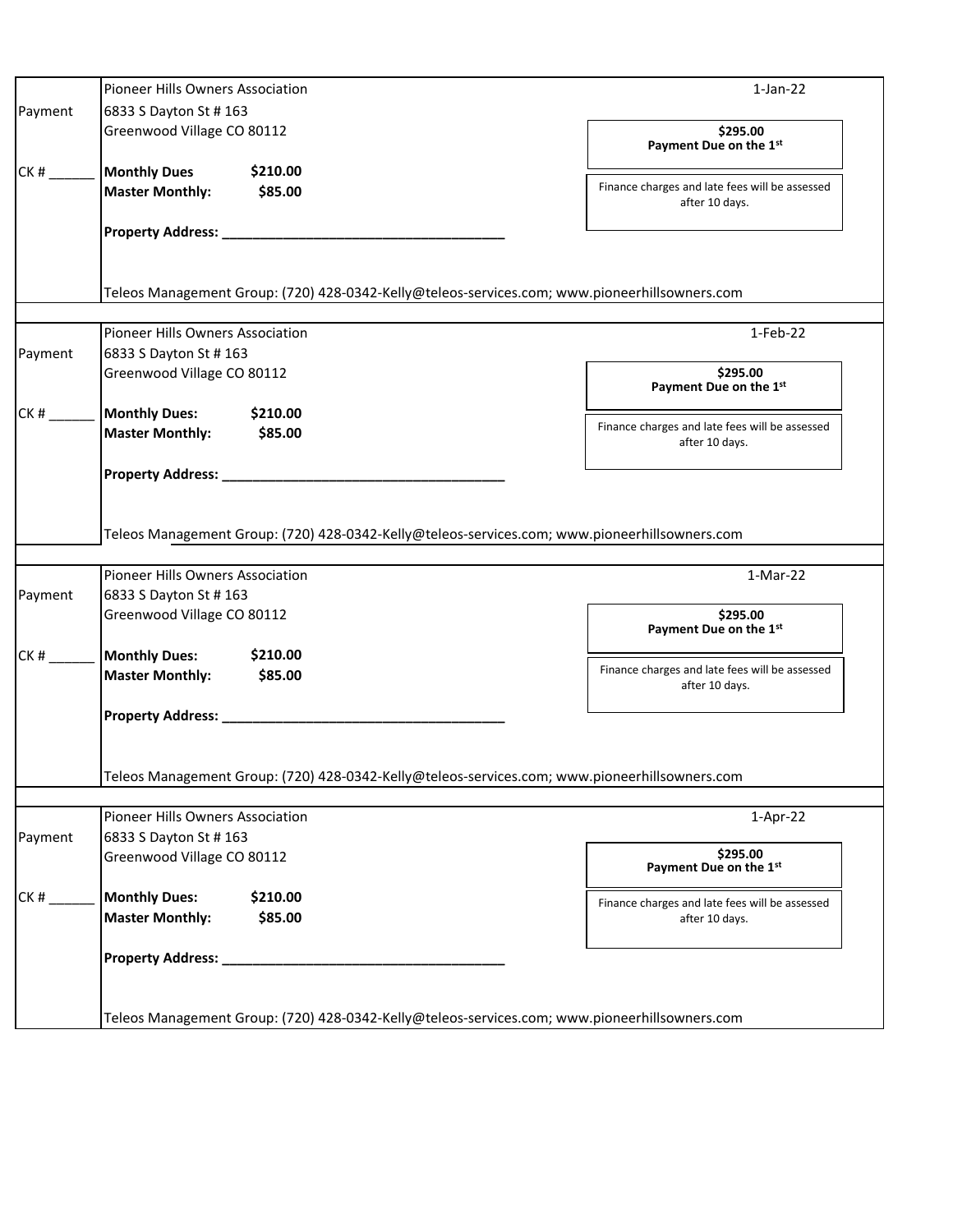Payment

CK # ______

Pioneer Hills Owners Association
6833 S Dayton St # 163
Greenwood Village CO 80112

1-Jan-22

**$295.00**
**Payment Due on the 1st**

**Monthly Dues** **$210.00**
**Master Monthly:** **$85.00**

Finance charges and late fees will be assessed after 10 days.

**Property Address: ___________________________________**

Teleos Management Group: (720) 428-0342-Kelly@teleos-services.com; www.pioneerhillsowners.com

---

Payment

CK # ______

Pioneer Hills Owners Association
6833 S Dayton St # 163
Greenwood Village CO 80112

1-Feb-22

**$295.00**
**Payment Due on the 1st**

**Monthly Dues:** **$210.00**
**Master Monthly:** **$85.00**

Finance charges and late fees will be assessed after 10 days.

**Property Address: ___________________________________**

Teleos Management Group: (720) 428-0342-Kelly@teleos-services.com; www.pioneerhillsowners.com

---

Payment

CK # ______

Pioneer Hills Owners Association
6833 S Dayton St # 163
Greenwood Village CO 80112

1-Mar-22

**$295.00**
**Payment Due on the 1st**

**Monthly Dues:** **$210.00**
**Master Monthly:** **$85.00**

Finance charges and late fees will be assessed after 10 days.

**Property Address: ___________________________________**

Teleos Management Group: (720) 428-0342-Kelly@teleos-services.com; www.pioneerhillsowners.com

---

Payment

CK # ______

Pioneer Hills Owners Association
6833 S Dayton St # 163
Greenwood Village CO 80112

1-Apr-22

**$295.00**
**Payment Due on the 1st**

**Monthly Dues:** **$210.00**
**Master Monthly:** **$85.00**

Finance charges and late fees will be assessed after 10 days.

**Property Address: ___________________________________**

Teleos Management Group: (720) 428-0342-Kelly@teleos-services.com; www.pioneerhillsowners.com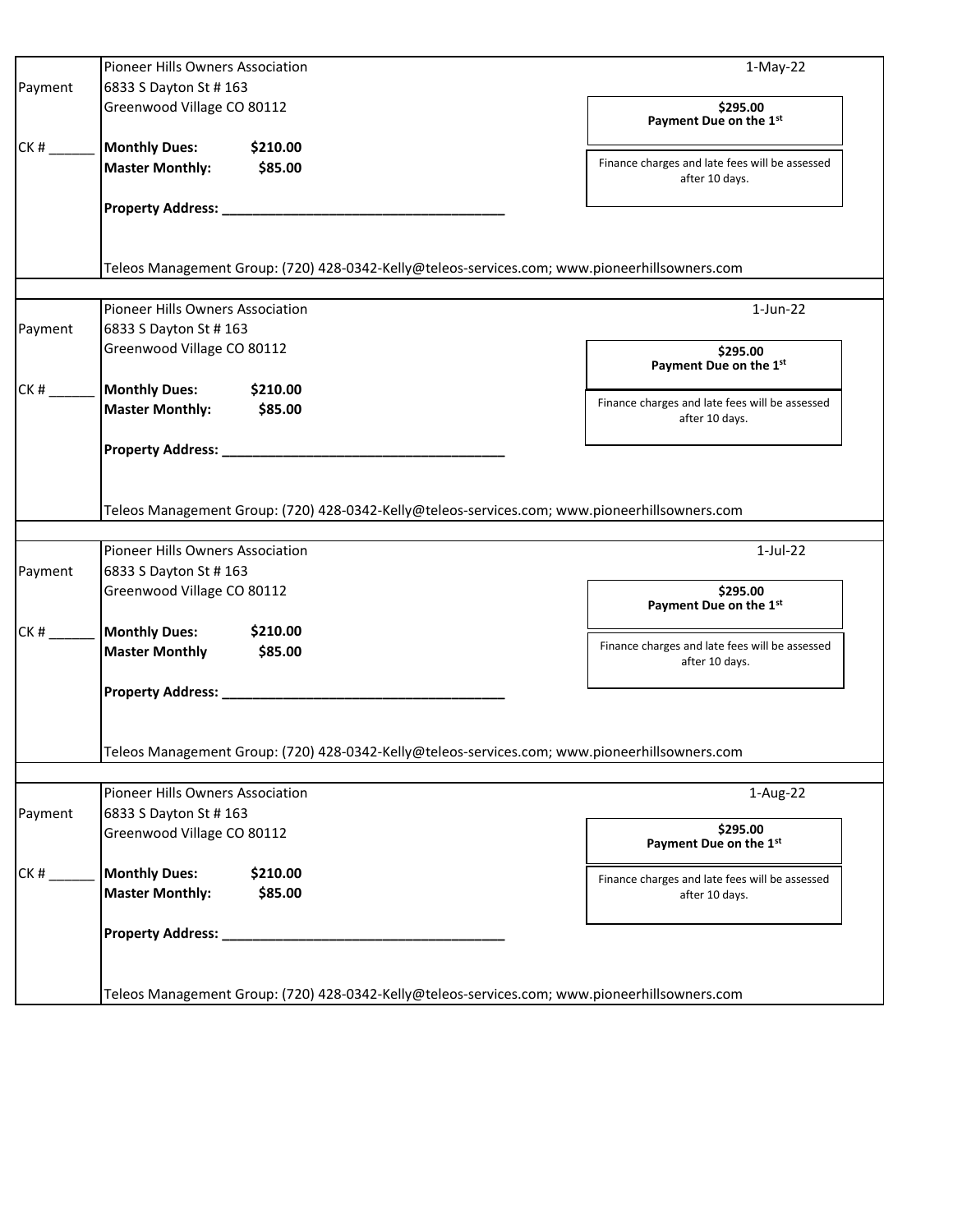Payment

CK # ______

Pioneer Hills Owners Association
6833 S Dayton St # 163
Greenwood Village CO 80112

1-May-22

**$295.00**
**Payment Due on the 1st**

**Monthly Dues:** **$210.00**
**Master Monthly:** **$85.00**

Finance charges and late fees will be assessed after 10 days.

**Property Address: ___________________________________**

Teleos Management Group: (720) 428-0342-Kelly@teleos-services.com; www.pioneerhillsowners.com

---

Payment

CK # ______

Pioneer Hills Owners Association
6833 S Dayton St # 163
Greenwood Village CO 80112

1-Jun-22

**$295.00**
**Payment Due on the 1st**

**Monthly Dues:** **$210.00**
**Master Monthly:** **$85.00**

Finance charges and late fees will be assessed after 10 days.

**Property Address: ___________________________________**

Teleos Management Group: (720) 428-0342-Kelly@teleos-services.com; www.pioneerhillsowners.com

---

Payment

CK # ______

Pioneer Hills Owners Association
6833 S Dayton St # 163
Greenwood Village CO 80112

1-Jul-22

**$295.00**
**Payment Due on the 1st**

**Monthly Dues:** **$210.00**
**Master Monthly** **$85.00**

Finance charges and late fees will be assessed after 10 days.

**Property Address: ___________________________________**

Teleos Management Group: (720) 428-0342-Kelly@teleos-services.com; www.pioneerhillsowners.com

---

Payment

CK # ______

Pioneer Hills Owners Association
6833 S Dayton St # 163
Greenwood Village CO 80112

1-Aug-22

**$295.00**
**Payment Due on the 1st**

**Monthly Dues:** **$210.00**
**Master Monthly:** **$85.00**

Finance charges and late fees will be assessed after 10 days.

**Property Address: ___________________________________**

Teleos Management Group: (720) 428-0342-Kelly@teleos-services.com; www.pioneerhillsowners.com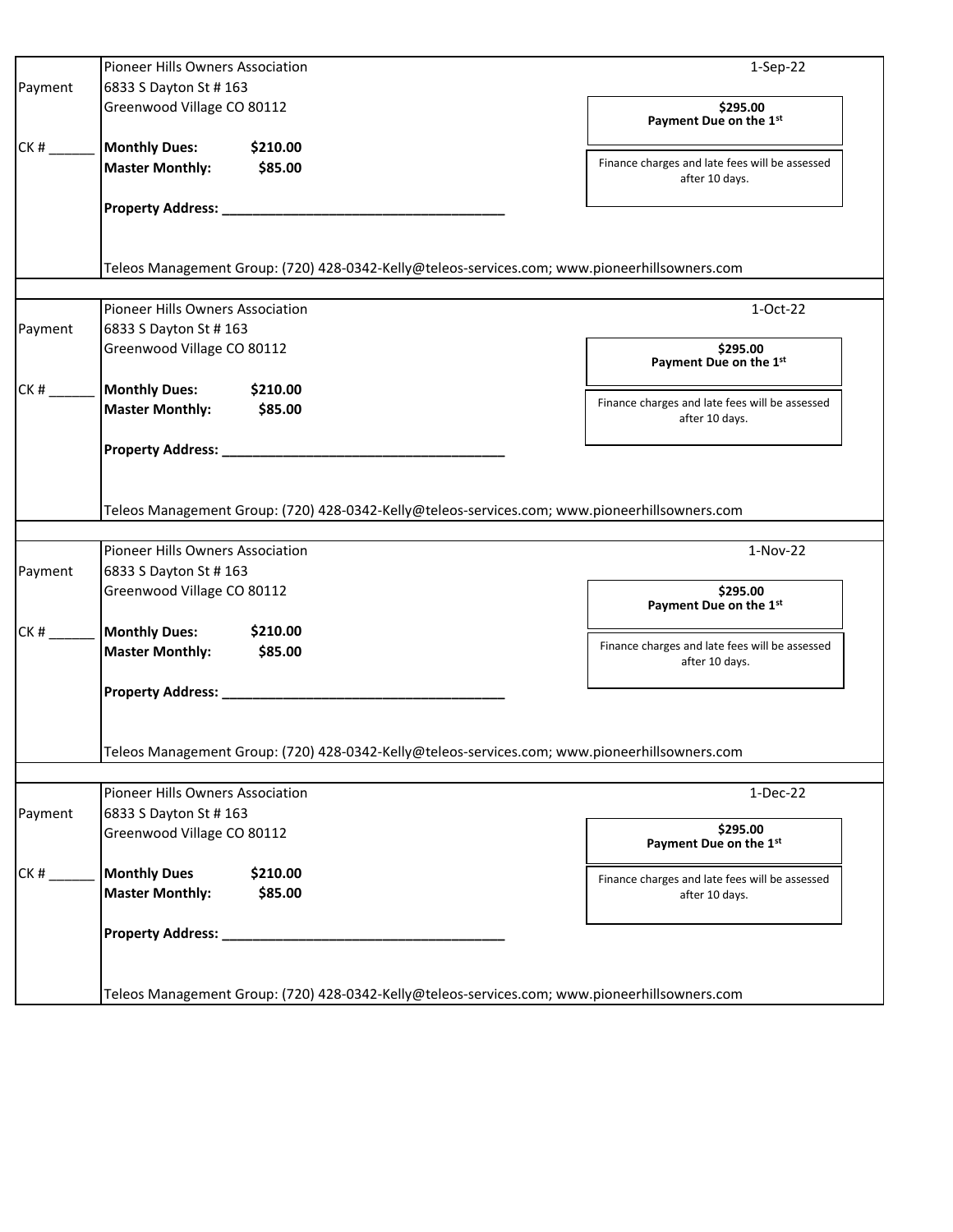Payment

CK # ______

Pioneer Hills Owners Association
6833 S Dayton St # 163
Greenwood Village CO 80112

1-Sep-22

**$295.00**
**Payment Due on the 1st**

**Monthly Dues:** **$210.00**
**Master Monthly:** **$85.00**

Finance charges and late fees will be assessed after 10 days.

**Property Address: ___________________________________**

Teleos Management Group: (720) 428-0342-Kelly@teleos-services.com; www.pioneerhillsowners.com

---

Payment

CK # ______

Pioneer Hills Owners Association
6833 S Dayton St # 163
Greenwood Village CO 80112

1-Oct-22

**$295.00**
**Payment Due on the 1st**

**Monthly Dues:** **$210.00**
**Master Monthly:** **$85.00**

Finance charges and late fees will be assessed after 10 days.

**Property Address: ___________________________________**

Teleos Management Group: (720) 428-0342-Kelly@teleos-services.com; www.pioneerhillsowners.com

---

Payment

CK # ______

Pioneer Hills Owners Association
6833 S Dayton St # 163
Greenwood Village CO 80112

1-Nov-22

**$295.00**
**Payment Due on the 1st**

**Monthly Dues:** **$210.00**
**Master Monthly:** **$85.00**

Finance charges and late fees will be assessed after 10 days.

**Property Address: ___________________________________**

Teleos Management Group: (720) 428-0342-Kelly@teleos-services.com; www.pioneerhillsowners.com

---

Payment

CK # ______

Pioneer Hills Owners Association
6833 S Dayton St # 163
Greenwood Village CO 80112

1-Dec-22

**$295.00**
**Payment Due on the 1st**

**Monthly Dues** **$210.00**
**Master Monthly:** **$85.00**

Finance charges and late fees will be assessed after 10 days.

**Property Address: ___________________________________**

Teleos Management Group: (720) 428-0342-Kelly@teleos-services.com; www.pioneerhillsowners.com